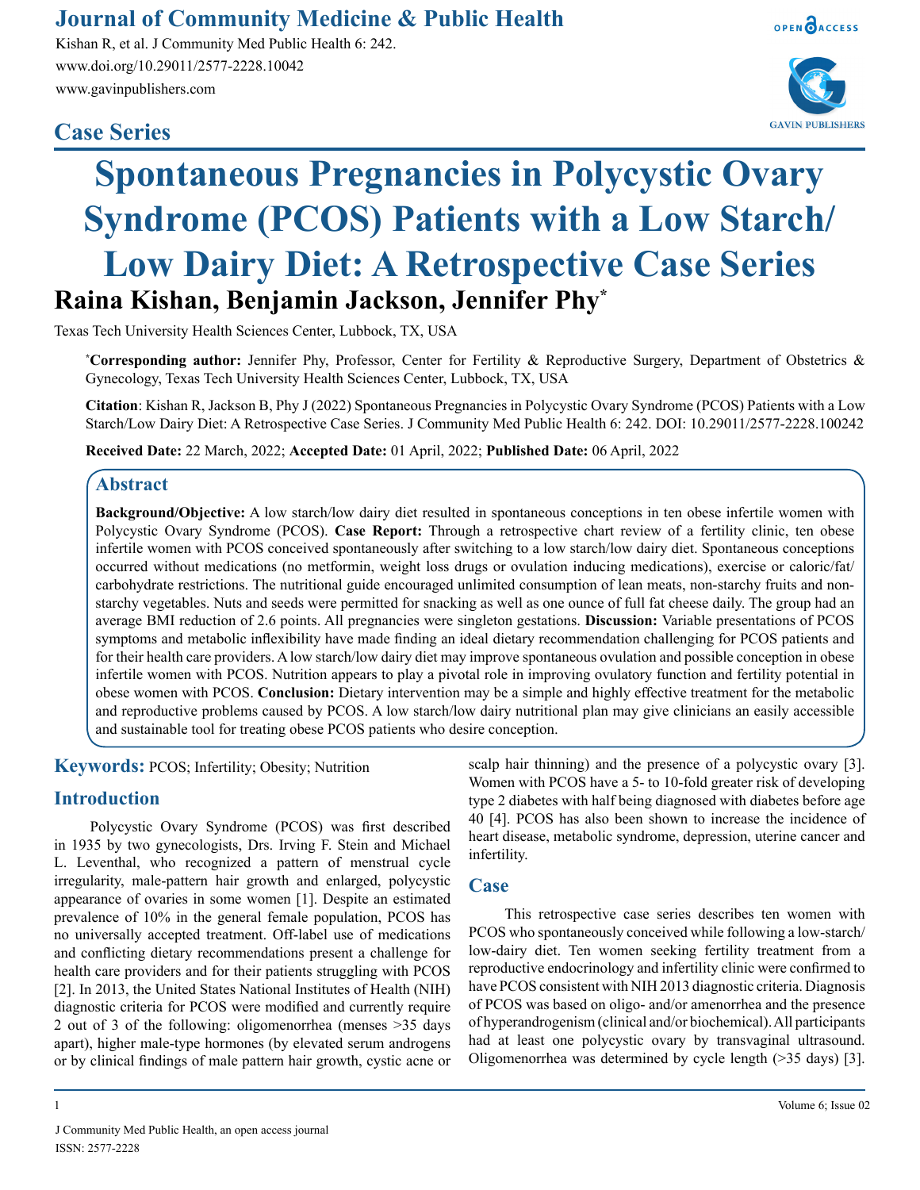# Spontaneous Pregnancies in Polycystic Ovary Syndrome (PCOS) Patients with a Low Starch/ Low Dairy Diet: A Retrospective Case Series

**Case Series**

**Raina Kishan, Benjamin Jackson, Jennifer Phy***

Texas Tech University Health Sciences Center, Lubbock, TX, USA

***Corresponding author:** Jennifer Phy, Professor, Center for Fertility & Reproductive Surgery, Department of Obstetrics & Gynecology, Texas Tech University Health Sciences Center, Lubbock, TX, USA

**Citation**: Kishan R, Jackson B, Phy J (2022) Spontaneous Pregnancies in Polycystic Ovary Syndrome (PCOS) Patients with a Low Starch/Low Dairy Diet: A Retrospective Case Series. J Community Med Public Health 6: 242. DOI: 10.29011/2577-2228.100242

**Received Date:** 22 March, 2022; **Accepted Date:** 01 April, 2022; **Published Date:** 06 April, 2022

## Abstract

**Background/Objective:** A low starch/low dairy diet resulted in spontaneous conceptions in ten obese infertile women with Polycystic Ovary Syndrome (PCOS). **Case Report:** Through a retrospective chart review of a fertility clinic, ten obese infertile women with PCOS conceived spontaneously after switching to a low starch/low dairy diet. Spontaneous conceptions occurred without medications (no metformin, weight loss drugs or ovulation inducing medications), exercise or caloric/fat/carbohydrate restrictions. The nutritional guide encouraged unlimited consumption of lean meats, non-starchy fruits and non-starchy vegetables. Nuts and seeds were permitted for snacking as well as one ounce of full fat cheese daily. The group had an average BMI reduction of 2.6 points. All pregnancies were singleton gestations. **Discussion:** Variable presentations of PCOS symptoms and metabolic inflexibility have made finding an ideal dietary recommendation challenging for PCOS patients and for their health care providers. A low starch/low dairy diet may improve spontaneous ovulation and possible conception in obese infertile women with PCOS. Nutrition appears to play a pivotal role in improving ovulatory function and fertility potential in obese women with PCOS. **Conclusion:** Dietary intervention may be a simple and highly effective treatment for the metabolic and reproductive problems caused by PCOS. A low starch/low dairy nutritional plan may give clinicians an easily accessible and sustainable tool for treating obese PCOS patients who desire conception.

**Keywords:** PCOS; Infertility; Obesity; Nutrition

## Introduction

Polycystic Ovary Syndrome (PCOS) was first described in 1935 by two gynecologists, Drs. Irving F. Stein and Michael L. Leventhal, who recognized a pattern of menstrual cycle irregularity, male-pattern hair growth and enlarged, polycystic appearance of ovaries in some women [1]. Despite an estimated prevalence of 10% in the general female population, PCOS has no universally accepted treatment. Off-label use of medications and conflicting dietary recommendations present a challenge for health care providers and for their patients struggling with PCOS [2]. In 2013, the United States National Institutes of Health (NIH) diagnostic criteria for PCOS were modified and currently require 2 out of 3 of the following: oligomenorrhea (menses >35 days apart), higher male-type hormones (by elevated serum androgens or by clinical findings of male pattern hair growth, cystic acne or scalp hair thinning) and the presence of a polycystic ovary [3]. Women with PCOS have a 5- to 10-fold greater risk of developing type 2 diabetes with half being diagnosed with diabetes before age 40 [4]. PCOS has also been shown to increase the incidence of heart disease, metabolic syndrome, depression, uterine cancer and infertility.

## Case

This retrospective case series describes ten women with PCOS who spontaneously conceived while following a low-starch/low-dairy diet. Ten women seeking fertility treatment from a reproductive endocrinology and infertility clinic were confirmed to have PCOS consistent with NIH 2013 diagnostic criteria. Diagnosis of PCOS was based on oligo- and/or amenorrhea and the presence of hyperandrogenism (clinical and/or biochemical). All participants had at least one polycystic ovary by transvaginal ultrasound. Oligomenorrhea was determined by cycle length (>35 days) [3].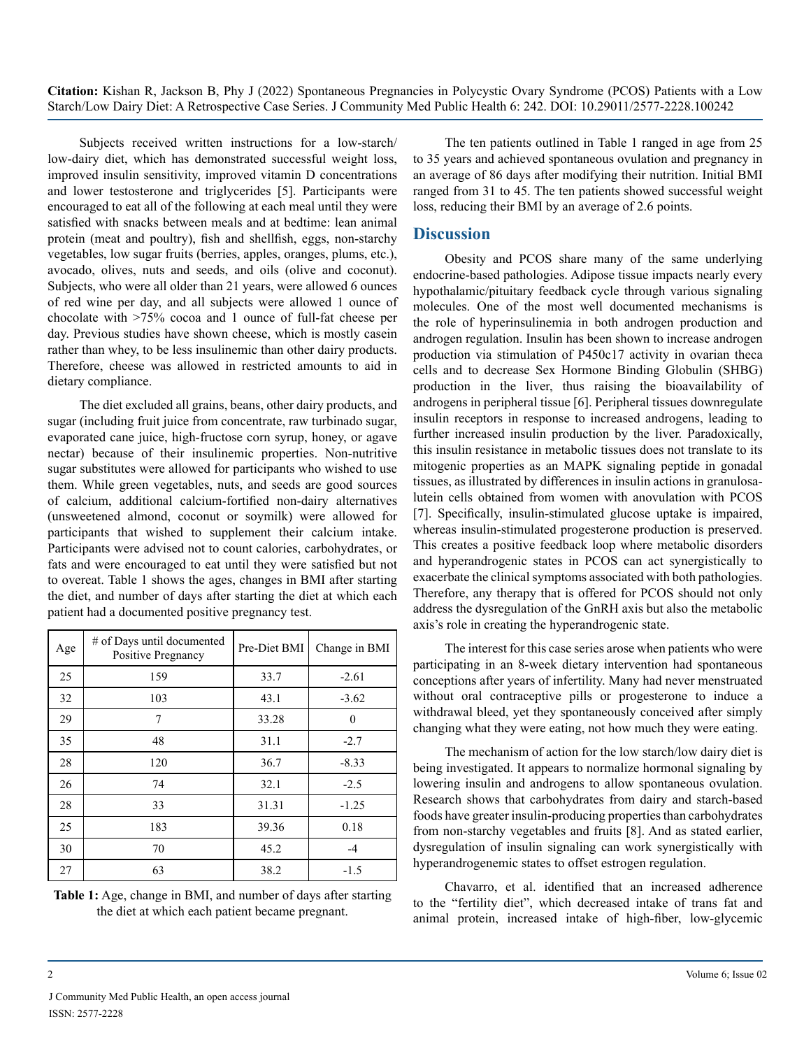Subjects received written instructions for a low-starch/low-dairy diet, which has demonstrated successful weight loss, improved insulin sensitivity, improved vitamin D concentrations and lower testosterone and triglycerides [5]. Participants were encouraged to eat all of the following at each meal until they were satisfied with snacks between meals and at bedtime: lean animal protein (meat and poultry), fish and shellfish, eggs, non-starchy vegetables, low sugar fruits (berries, apples, oranges, plums, etc.), avocado, olives, nuts and seeds, and oils (olive and coconut). Subjects, who were all older than 21 years, were allowed 6 ounces of red wine per day, and all subjects were allowed 1 ounce of chocolate with >75% cocoa and 1 ounce of full-fat cheese per day. Previous studies have shown cheese, which is mostly casein rather than whey, to be less insulinemic than other dairy products. Therefore, cheese was allowed in restricted amounts to aid in dietary compliance.

The diet excluded all grains, beans, other dairy products, and sugar (including fruit juice from concentrate, raw turbinado sugar, evaporated cane juice, high-fructose corn syrup, honey, or agave nectar) because of their insulinemic properties. Non-nutritive sugar substitutes were allowed for participants who wished to use them. While green vegetables, nuts, and seeds are good sources of calcium, additional calcium-fortified non-dairy alternatives (unsweetened almond, coconut or soymilk) were allowed for participants that wished to supplement their calcium intake. Participants were advised not to count calories, carbohydrates, or fats and were encouraged to eat until they were satisfied but not to overeat. Table 1 shows the ages, changes in BMI after starting the diet, and number of days after starting the diet at which each patient had a documented positive pregnancy test.

| Age | # of Days until documented Positive Pregnancy | Pre-Diet BMI | Change in BMI |
|---|---|---|---|
| 25 | 159 | 33.7 | -2.61 |
| 32 | 103 | 43.1 | -3.62 |
| 29 | 7 | 33.28 | 0 |
| 35 | 48 | 31.1 | -2.7 |
| 28 | 120 | 36.7 | -8.33 |
| 26 | 74 | 32.1 | -2.5 |
| 28 | 33 | 31.31 | -1.25 |
| 25 | 183 | 39.36 | 0.18 |
| 30 | 70 | 45.2 | -4 |
| 27 | 63 | 38.2 | -1.5 |

**Table 1:** Age, change in BMI, and number of days after starting the diet at which each patient became pregnant.

The ten patients outlined in Table 1 ranged in age from 25 to 35 years and achieved spontaneous ovulation and pregnancy in an average of 86 days after modifying their nutrition. Initial BMI ranged from 31 to 45. The ten patients showed successful weight loss, reducing their BMI by an average of 2.6 points.

## Discussion

Obesity and PCOS share many of the same underlying endocrine-based pathologies. Adipose tissue impacts nearly every hypothalamic/pituitary feedback cycle through various signaling molecules. One of the most well documented mechanisms is the role of hyperinsulinemia in both androgen production and androgen regulation. Insulin has been shown to increase androgen production via stimulation of P450c17 activity in ovarian theca cells and to decrease Sex Hormone Binding Globulin (SHBG) production in the liver, thus raising the bioavailability of androgens in peripheral tissue [6]. Peripheral tissues downregulate insulin receptors in response to increased androgens, leading to further increased insulin production by the liver. Paradoxically, this insulin resistance in metabolic tissues does not translate to its mitogenic properties as an MAPK signaling peptide in gonadal tissues, as illustrated by differences in insulin actions in granulosa-lutein cells obtained from women with anovulation with PCOS [7]. Specifically, insulin-stimulated glucose uptake is impaired, whereas insulin-stimulated progesterone production is preserved. This creates a positive feedback loop where metabolic disorders and hyperandrogenic states in PCOS can act synergistically to exacerbate the clinical symptoms associated with both pathologies. Therefore, any therapy that is offered for PCOS should not only address the dysregulation of the GnRH axis but also the metabolic axis's role in creating the hyperandrogenic state.

The interest for this case series arose when patients who were participating in an 8-week dietary intervention had spontaneous conceptions after years of infertility. Many had never menstruated without oral contraceptive pills or progesterone to induce a withdrawal bleed, yet they spontaneously conceived after simply changing what they were eating, not how much they were eating.

The mechanism of action for the low starch/low dairy diet is being investigated. It appears to normalize hormonal signaling by lowering insulin and androgens to allow spontaneous ovulation. Research shows that carbohydrates from dairy and starch-based foods have greater insulin-producing properties than carbohydrates from non-starchy vegetables and fruits [8]. And as stated earlier, dysregulation of insulin signaling can work synergistically with hyperandrogenemic states to offset estrogen regulation.

Chavarro, et al. identified that an increased adherence to the "fertility diet", which decreased intake of trans fat and animal protein, increased intake of high-fiber, low-glycemic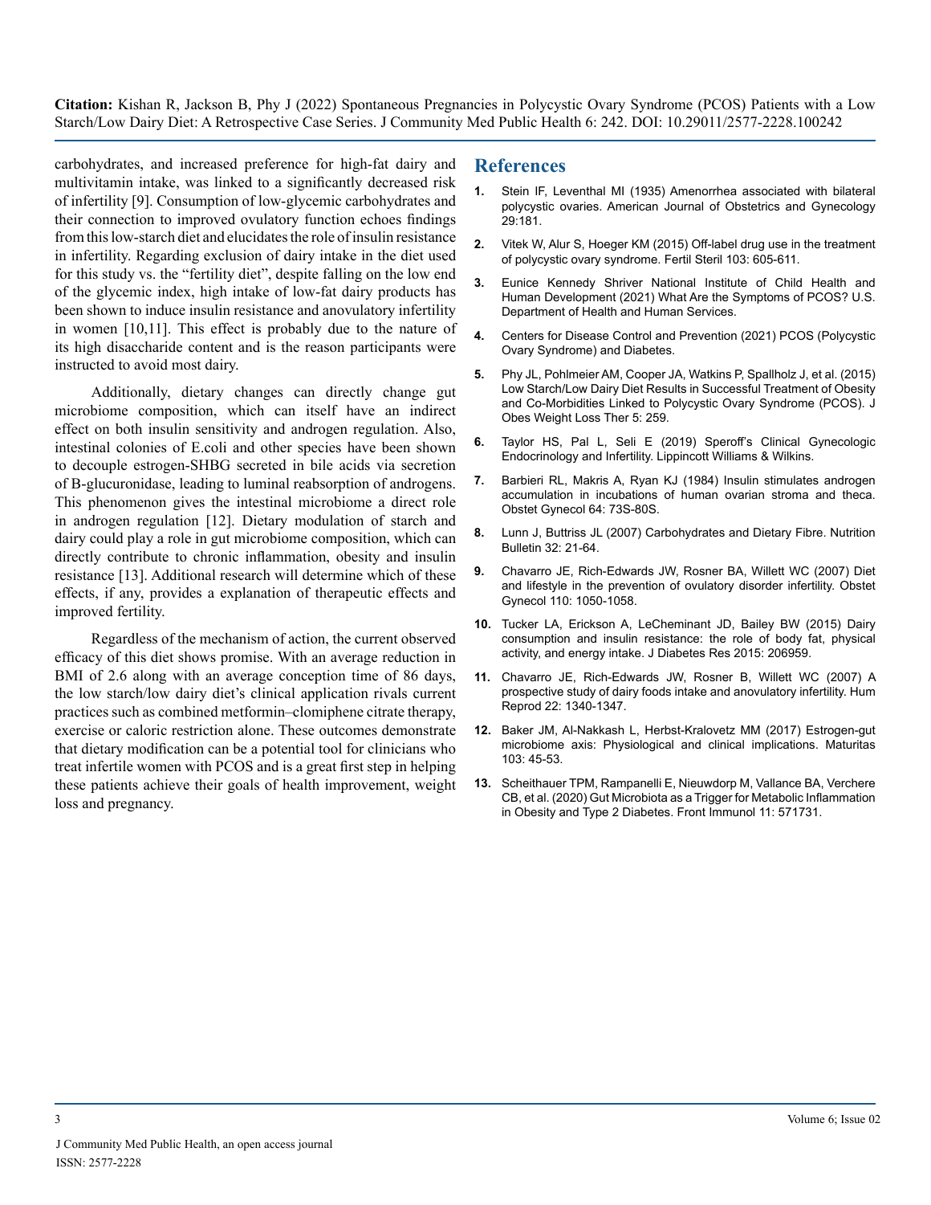carbohydrates, and increased preference for high-fat dairy and multivitamin intake, was linked to a significantly decreased risk of infertility [9]. Consumption of low-glycemic carbohydrates and their connection to improved ovulatory function echoes findings from this low-starch diet and elucidates the role of insulin resistance in infertility. Regarding exclusion of dairy intake in the diet used for this study vs. the "fertility diet", despite falling on the low end of the glycemic index, high intake of low-fat dairy products has been shown to induce insulin resistance and anovulatory infertility in women [10,11]. This effect is probably due to the nature of its high disaccharide content and is the reason participants were instructed to avoid most dairy.

Additionally, dietary changes can directly change gut microbiome composition, which can itself have an indirect effect on both insulin sensitivity and androgen regulation. Also, intestinal colonies of E.coli and other species have been shown to decouple estrogen-SHBG secreted in bile acids via secretion of B-glucuronidase, leading to luminal reabsorption of androgens. This phenomenon gives the intestinal microbiome a direct role in androgen regulation [12]. Dietary modulation of starch and dairy could play a role in gut microbiome composition, which can directly contribute to chronic inflammation, obesity and insulin resistance [13]. Additional research will determine which of these effects, if any, provides a explanation of therapeutic effects and improved fertility.

Regardless of the mechanism of action, the current observed efficacy of this diet shows promise. With an average reduction in BMI of 2.6 along with an average conception time of 86 days, the low starch/low dairy diet's clinical application rivals current practices such as combined metformin–clomiphene citrate therapy, exercise or caloric restriction alone. These outcomes demonstrate that dietary modification can be a potential tool for clinicians who treat infertile women with PCOS and is a great first step in helping these patients achieve their goals of health improvement, weight loss and pregnancy.

## References

1. Stein IF, Leventhal MI (1935) Amenorrhea associated with bilateral polycystic ovaries. American Journal of Obstetrics and Gynecology 29:181.
2. Vitek W, Alur S, Hoeger KM (2015) Off-label drug use in the treatment of polycystic ovary syndrome. Fertil Steril 103: 605-611.
3. Eunice Kennedy Shriver National Institute of Child Health and Human Development (2021) What Are the Symptoms of PCOS? U.S. Department of Health and Human Services.
4. Centers for Disease Control and Prevention (2021) PCOS (Polycystic Ovary Syndrome) and Diabetes.
5. Phy JL, Pohlmeier AM, Cooper JA, Watkins P, Spallholz J, et al. (2015) Low Starch/Low Dairy Diet Results in Successful Treatment of Obesity and Co-Morbidities Linked to Polycystic Ovary Syndrome (PCOS). J Obes Weight Loss Ther 5: 259.
6. Taylor HS, Pal L, Seli E (2019) Speroff's Clinical Gynecologic Endocrinology and Infertility. Lippincott Williams & Wilkins.
7. Barbieri RL, Makris A, Ryan KJ (1984) Insulin stimulates androgen accumulation in incubations of human ovarian stroma and theca. Obstet Gynecol 64: 73S-80S.
8. Lunn J, Buttriss JL (2007) Carbohydrates and Dietary Fibre. Nutrition Bulletin 32: 21-64.
9. Chavarro JE, Rich-Edwards JW, Rosner BA, Willett WC (2007) Diet and lifestyle in the prevention of ovulatory disorder infertility. Obstet Gynecol 110: 1050-1058.
10. Tucker LA, Erickson A, LeCheminant JD, Bailey BW (2015) Dairy consumption and insulin resistance: the role of body fat, physical activity, and energy intake. J Diabetes Res 2015: 206959.
11. Chavarro JE, Rich-Edwards JW, Rosner B, Willett WC (2007) A prospective study of dairy foods intake and anovulatory infertility. Hum Reprod 22: 1340-1347.
12. Baker JM, Al-Nakkash L, Herbst-Kralovetz MM (2017) Estrogen-gut microbiome axis: Physiological and clinical implications. Maturitas 103: 45-53.
13. Scheithauer TPM, Rampanelli E, Nieuwdorp M, Vallance BA, Verchere CB, et al. (2020) Gut Microbiota as a Trigger for Metabolic Inflammation in Obesity and Type 2 Diabetes. Front Immunol 11: 571731.